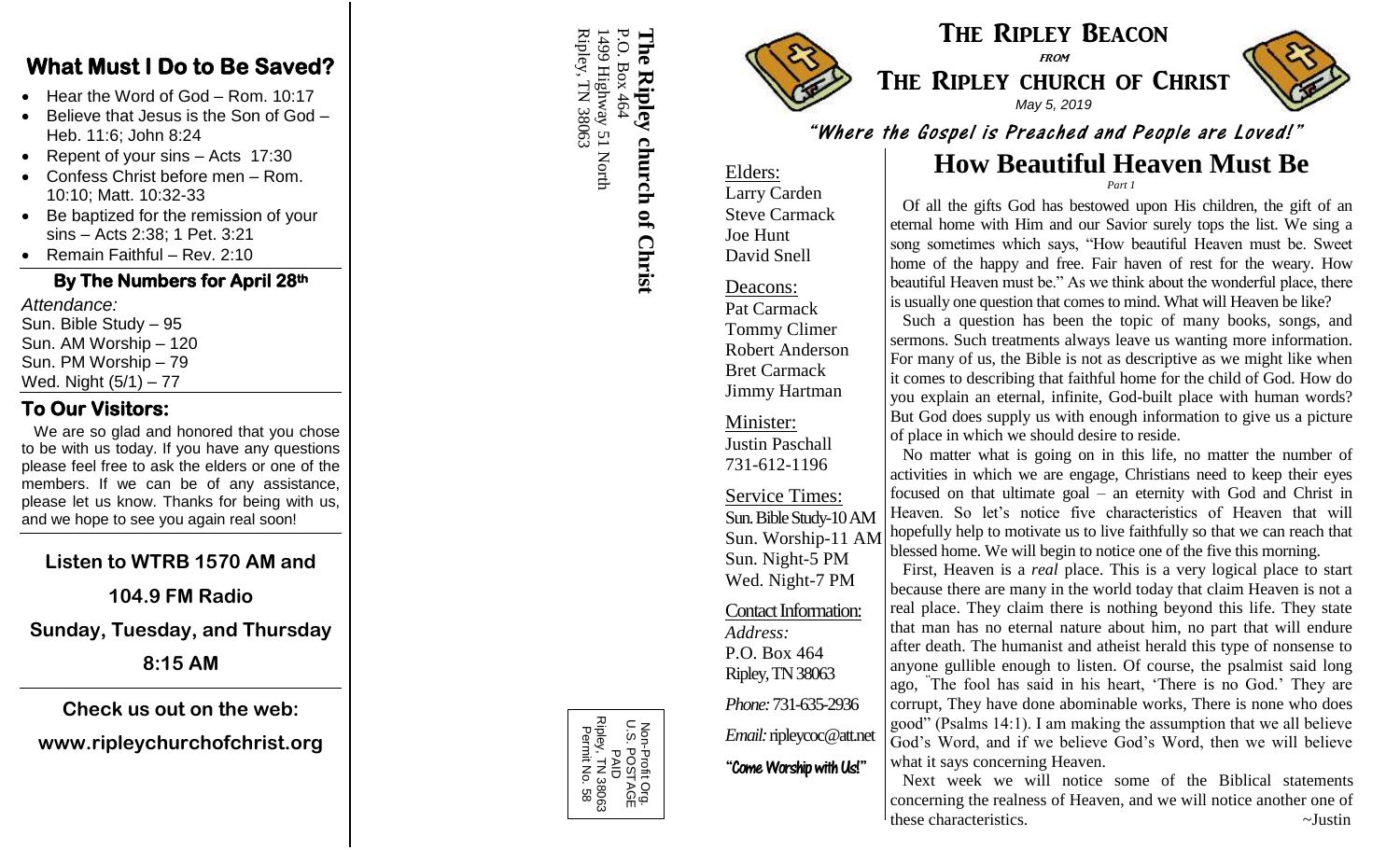## What Must I Do to Be Saved?

- Hear the Word of God – Rom. 10:17
- Believe that Jesus is the Son of God – Heb. 11:6; John 8:24
- Repent of your sins – Acts 17:30
- Confess Christ before men – Rom. 10:10; Matt. 10:32-33
- Be baptized for the remission of your sins – Acts 2:38; 1 Pet. 3:21
- Remain Faithful – Rev. 2:10

### By The Numbers for April 28th

*Attendance:*
Sun. Bible Study – 95
Sun. AM Worship – 120
Sun. PM Worship – 79
Wed. Night (5/1) – 77

### To Our Visitors:

We are so glad and honored that you chose to be with us today. If you have any questions please feel free to ask the elders or one of the members. If we can be of any assistance, please let us know. Thanks for being with us, and we hope to see you again real soon!

**Listen to WTRB 1570 AM and 104.9 FM Radio**

**Sunday, Tuesday, and Thursday 8:15 AM**

**Check us out on the web:**
**www.ripleychurchofchrist.org**

**The Ripley church of Christ**
P.O. Box 464
1499 Highway 51 North
Ripley, TN 38063

Non-Profit Org.
U.S. POSTAGE
PAID
Ripley, TN 38063
Permit No. 58

# The Ripley Beacon

*from*

# The Ripley church of Christ

*May 5, 2019*

**"Where the Gospel is Preached and People are Loved!"**

Elders:
Larry Carden
Steve Carmack
Joe Hunt
David Snell

Deacons:
Pat Carmack
Tommy Climer
Robert Anderson
Bret Carmack
Jimmy Hartman

Minister:
Justin Paschall
731-612-1196

Service Times:
Sun. Bible Study-10 AM
Sun. Worship-11 AM
Sun. Night-5 PM
Wed. Night-7 PM

Contact Information:
*Address:*
P.O. Box 464
Ripley, TN 38063

*Phone:* 731-635-2936

*Email:* ripleycoc@att.net

**"Come Worship with Us!"**

## How Beautiful Heaven Must Be

*Part 1*

Of all the gifts God has bestowed upon His children, the gift of an eternal home with Him and our Savior surely tops the list. We sing a song sometimes which says, "How beautiful Heaven must be. Sweet home of the happy and free. Fair haven of rest for the weary. How beautiful Heaven must be." As we think about the wonderful place, there is usually one question that comes to mind. What will Heaven be like?

Such a question has been the topic of many books, songs, and sermons. Such treatments always leave us wanting more information. For many of us, the Bible is not as descriptive as we might like when it comes to describing that faithful home for the child of God. How do you explain an eternal, infinite, God-built place with human words? But God does supply us with enough information to give us a picture of place in which we should desire to reside.

No matter what is going on in this life, no matter the number of activities in which we are engage, Christians need to keep their eyes focused on that ultimate goal – an eternity with God and Christ in Heaven. So let's notice five characteristics of Heaven that will hopefully help to motivate us to live faithfully so that we can reach that blessed home. We will begin to notice one of the five this morning.

First, Heaven is a *real* place. This is a very logical place to start because there are many in the world today that claim Heaven is not a real place. They claim there is nothing beyond this life. They state that man has no eternal nature about him, no part that will endure after death. The humanist and atheist herald this type of nonsense to anyone gullible enough to listen. Of course, the psalmist said long ago, "The fool has said in his heart, 'There is no God.' They are corrupt, They have done abominable works, There is none who does good" (Psalms 14:1). I am making the assumption that we all believe God's Word, and if we believe God's Word, then we will believe what it says concerning Heaven.

Next week we will notice some of the Biblical statements concerning the realness of Heaven, and we will notice another one of these characteristics. ~Justin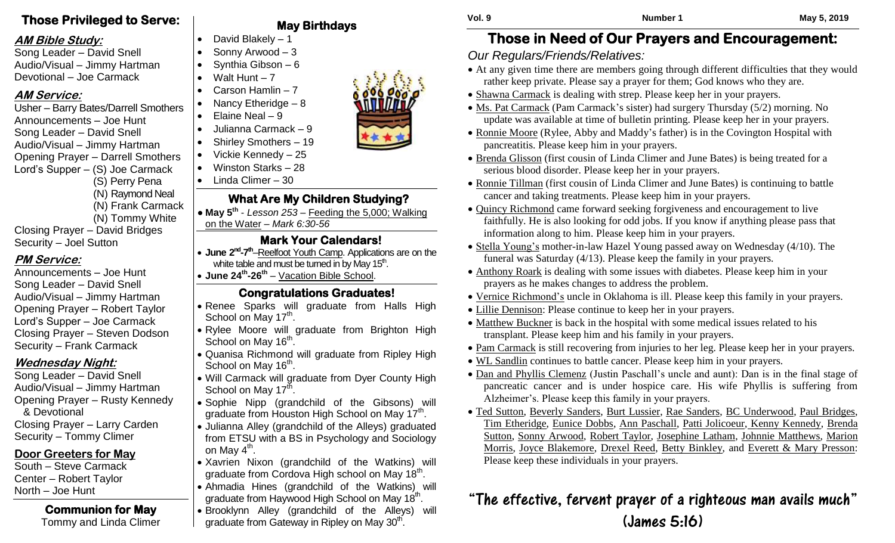## Those Privileged to Serve:

### AM Bible Study:

Song Leader – David Snell
Audio/Visual – Jimmy Hartman
Devotional – Joe Carmack

### AM Service:

Usher – Barry Bates/Darrell Smothers
Announcements – Joe Hunt
Song Leader – David Snell
Audio/Visual – Jimmy Hartman
Opening Prayer – Darrell Smothers
Lord's Supper – (S) Joe Carmack
(S) Perry Pena
(N) Raymond Neal
(N) Frank Carmack
(N) Tommy White
Closing Prayer – David Bridges
Security – Joel Sutton

### PM Service:

Announcements – Joe Hunt
Song Leader – David Snell
Audio/Visual – Jimmy Hartman
Opening Prayer – Robert Taylor
Lord's Supper – Joe Carmack
Closing Prayer – Steven Dodson
Security – Frank Carmack

### Wednesday Night:

Song Leader – David Snell
Audio/Visual – Jimmy Hartman
Opening Prayer – Rusty Kennedy & Devotional
Closing Prayer – Larry Carden
Security – Tommy Climer

### Door Greeters for May

South – Steve Carmack
Center – Robert Taylor
North – Joe Hunt

### Communion for May

Tommy and Linda Climer

## May Birthdays

- David Blakely – 1
- Sonny Arwood – 3
- Synthia Gibson – 6
- Walt Hunt – 7
- Carson Hamlin – 7
- Nancy Etheridge – 8
- Elaine Neal – 9
- Julianna Carmack – 9
- Shirley Smothers – 19
- Vickie Kennedy – 25
- Winston Starks – 28
- Linda Climer – 30

## What Are My Children Studying?

- **May 5th** - *Lesson 253* – Feeding the 5,000; Walking on the Water – *Mark 6:30-56*

## Mark Your Calendars!

- **June 2nd-7th**–Reelfoot Youth Camp. Applications are on the white table and must be turned in by May 15th.
- **June 24th-26th** – Vacation Bible School.

## Congratulations Graduates!

- Renee Sparks will graduate from Halls High School on May 17th.
- Rylee Moore will graduate from Brighton High School on May 16th.
- Quanisa Richmond will graduate from Ripley High School on May 16th.
- Will Carmack will graduate from Dyer County High School on May 17th.
- Sophie Nipp (grandchild of the Gibsons) will graduate from Houston High School on May 17th.
- Julianna Alley (grandchild of the Alleys) graduated from ETSU with a BS in Psychology and Sociology on May 4th.
- Xavrien Nixon (grandchild of the Watkins) will graduate from Cordova High school on May 18th.
- Ahmadia Hines (grandchild of the Watkins) will graduate from Haywood High School on May 18th.
- Brooklynn Alley (grandchild of the Alleys) will graduate from Gateway in Ripley on May 30th.

# Those in Need of Our Prayers and Encouragement:

*Our Regulars/Friends/Relatives:*

- At any given time there are members going through different difficulties that they would rather keep private. Please say a prayer for them; God knows who they are.
- Shawna Carmack is dealing with strep. Please keep her in your prayers.
- Ms. Pat Carmack (Pam Carmack's sister) had surgery Thursday (5/2) morning. No update was available at time of bulletin printing. Please keep her in your prayers.
- Ronnie Moore (Rylee, Abby and Maddy's father) is in the Covington Hospital with pancreatitis. Please keep him in your prayers.
- Brenda Glisson (first cousin of Linda Climer and June Bates) is being treated for a serious blood disorder. Please keep her in your prayers.
- Ronnie Tillman (first cousin of Linda Climer and June Bates) is continuing to battle cancer and taking treatments. Please keep him in your prayers.
- Quincy Richmond came forward seeking forgiveness and encouragement to live faithfully. He is also looking for odd jobs. If you know if anything please pass that information along to him. Please keep him in your prayers.
- Stella Young's mother-in-law Hazel Young passed away on Wednesday (4/10). The funeral was Saturday (4/13). Please keep the family in your prayers.
- Anthony Roark is dealing with some issues with diabetes. Please keep him in your prayers as he makes changes to address the problem.
- Vernice Richmond's uncle in Oklahoma is ill. Please keep this family in your prayers.
- Lillie Dennison: Please continue to keep her in your prayers.
- Matthew Buckner is back in the hospital with some medical issues related to his transplant. Please keep him and his family in your prayers.
- Pam Carmack is still recovering from injuries to her leg. Please keep her in your prayers.
- WL Sandlin continues to battle cancer. Please keep him in your prayers.
- Dan and Phyllis Clemenz (Justin Paschall's uncle and aunt): Dan is in the final stage of pancreatic cancer and is under hospice care. His wife Phyllis is suffering from Alzheimer's. Please keep this family in your prayers.
- Ted Sutton, Beverly Sanders, Burt Lussier, Rae Sanders, BC Underwood, Paul Bridges, Tim Etheridge, Eunice Dobbs, Ann Paschall, Patti Jolicoeur, Kenny Kennedy, Brenda Sutton, Sonny Arwood, Robert Taylor, Josephine Latham, Johnnie Matthews, Marion Morris, Joyce Blakemore, Drexel Reed, Betty Binkley, and Everett & Mary Presson: Please keep these individuals in your prayers.

**"The effective, fervent prayer of a righteous man avails much" (James 5:16)**